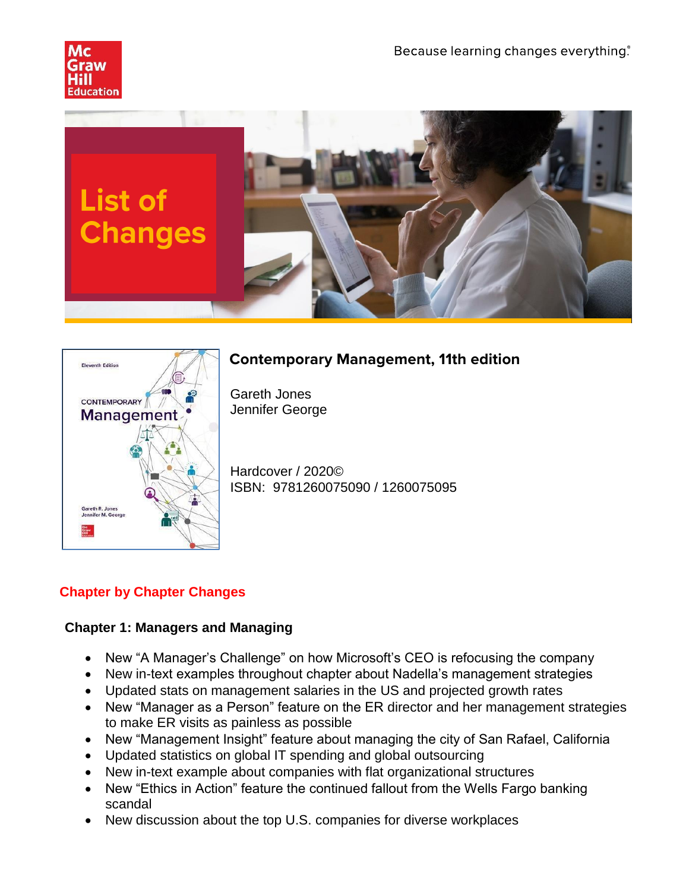Because learning changes everything.®

# List of Changes

## Contemporary Management, 11th edition

Gareth Jones
Jennifer George

Hardcover / 2020©
ISBN: 9781260075090 / 1260075095

## Chapter by Chapter Changes

### Chapter 1: Managers and Managing

- New "A Manager's Challenge" on how Microsoft's CEO is refocusing the company
- New in-text examples throughout chapter about Nadella's management strategies
- Updated stats on management salaries in the US and projected growth rates
- New "Manager as a Person" feature on the ER director and her management strategies to make ER visits as painless as possible
- New "Management Insight" feature about managing the city of San Rafael, California
- Updated statistics on global IT spending and global outsourcing
- New in-text example about companies with flat organizational structures
- New "Ethics in Action" feature the continued fallout from the Wells Fargo banking scandal
- New discussion about the top U.S. companies for diverse workplaces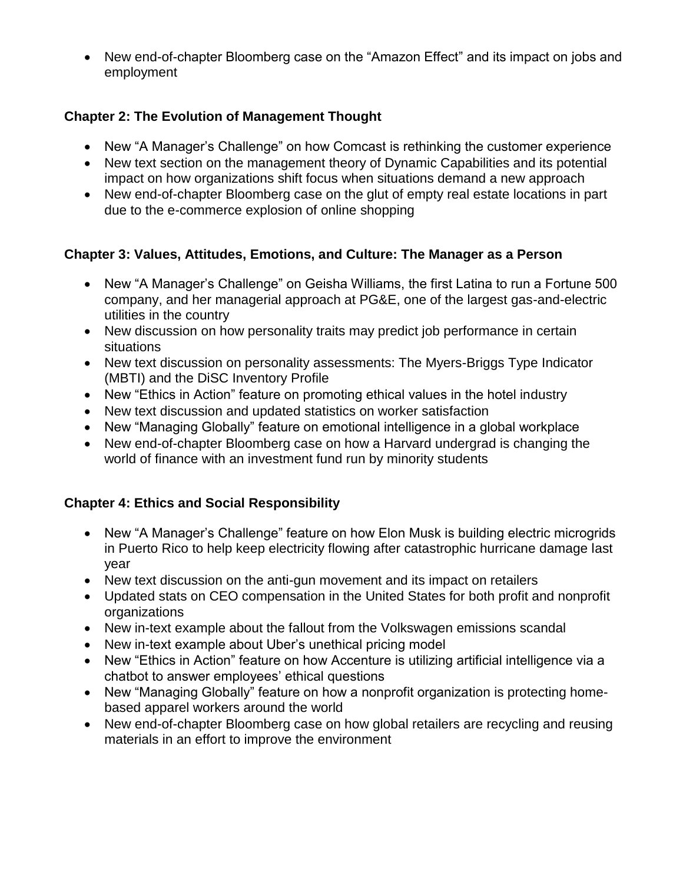- New end-of-chapter Bloomberg case on the "Amazon Effect" and its impact on jobs and employment

### Chapter 2: The Evolution of Management Thought

- New "A Manager's Challenge" on how Comcast is rethinking the customer experience
- New text section on the management theory of Dynamic Capabilities and its potential impact on how organizations shift focus when situations demand a new approach
- New end-of-chapter Bloomberg case on the glut of empty real estate locations in part due to the e-commerce explosion of online shopping

### Chapter 3: Values, Attitudes, Emotions, and Culture: The Manager as a Person

- New "A Manager's Challenge" on Geisha Williams, the first Latina to run a Fortune 500 company, and her managerial approach at PG&E, one of the largest gas-and-electric utilities in the country
- New discussion on how personality traits may predict job performance in certain situations
- New text discussion on personality assessments: The Myers-Briggs Type Indicator (MBTI) and the DiSC Inventory Profile
- New "Ethics in Action" feature on promoting ethical values in the hotel industry
- New text discussion and updated statistics on worker satisfaction
- New "Managing Globally" feature on emotional intelligence in a global workplace
- New end-of-chapter Bloomberg case on how a Harvard undergrad is changing the world of finance with an investment fund run by minority students

### Chapter 4: Ethics and Social Responsibility

- New "A Manager's Challenge" feature on how Elon Musk is building electric microgrids in Puerto Rico to help keep electricity flowing after catastrophic hurricane damage last year
- New text discussion on the anti-gun movement and its impact on retailers
- Updated stats on CEO compensation in the United States for both profit and nonprofit organizations
- New in-text example about the fallout from the Volkswagen emissions scandal
- New in-text example about Uber's unethical pricing model
- New "Ethics in Action" feature on how Accenture is utilizing artificial intelligence via a chatbot to answer employees' ethical questions
- New "Managing Globally" feature on how a nonprofit organization is protecting home-based apparel workers around the world
- New end-of-chapter Bloomberg case on how global retailers are recycling and reusing materials in an effort to improve the environment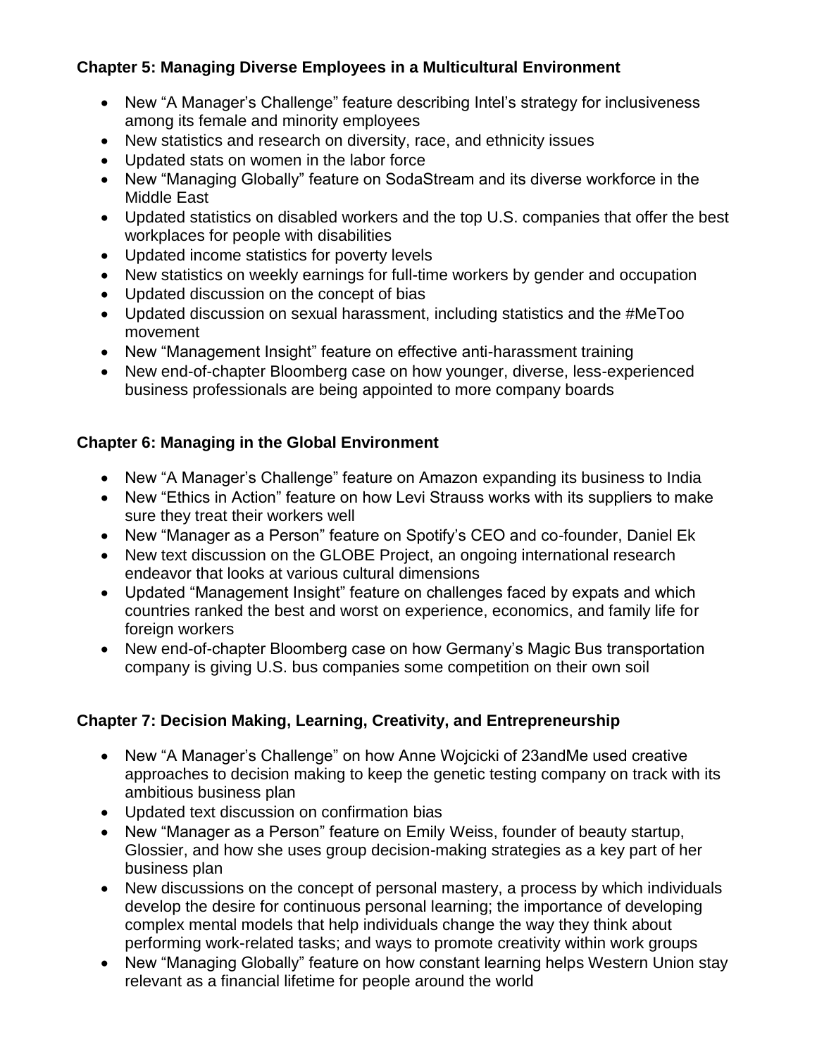**Chapter 5: Managing Diverse Employees in a Multicultural Environment**

- New “A Manager’s Challenge” feature describing Intel’s strategy for inclusiveness among its female and minority employees
- New statistics and research on diversity, race, and ethnicity issues
- Updated stats on women in the labor force
- New “Managing Globally” feature on SodaStream and its diverse workforce in the Middle East
- Updated statistics on disabled workers and the top U.S. companies that offer the best workplaces for people with disabilities
- Updated income statistics for poverty levels
- New statistics on weekly earnings for full-time workers by gender and occupation
- Updated discussion on the concept of bias
- Updated discussion on sexual harassment, including statistics and the #MeToo movement
- New “Management Insight” feature on effective anti-harassment training
- New end-of-chapter Bloomberg case on how younger, diverse, less-experienced business professionals are being appointed to more company boards

**Chapter 6: Managing in the Global Environment**

- New “A Manager’s Challenge” feature on Amazon expanding its business to India
- New “Ethics in Action” feature on how Levi Strauss works with its suppliers to make sure they treat their workers well
- New “Manager as a Person” feature on Spotify’s CEO and co-founder, Daniel Ek
- New text discussion on the GLOBE Project, an ongoing international research endeavor that looks at various cultural dimensions
- Updated “Management Insight” feature on challenges faced by expats and which countries ranked the best and worst on experience, economics, and family life for foreign workers
- New end-of-chapter Bloomberg case on how Germany’s Magic Bus transportation company is giving U.S. bus companies some competition on their own soil

**Chapter 7: Decision Making, Learning, Creativity, and Entrepreneurship**

- New “A Manager’s Challenge” on how Anne Wojcicki of 23andMe used creative approaches to decision making to keep the genetic testing company on track with its ambitious business plan
- Updated text discussion on confirmation bias
- New “Manager as a Person” feature on Emily Weiss, founder of beauty startup, Glossier, and how she uses group decision-making strategies as a key part of her business plan
- New discussions on the concept of personal mastery, a process by which individuals develop the desire for continuous personal learning; the importance of developing complex mental models that help individuals change the way they think about performing work-related tasks; and ways to promote creativity within work groups
- New “Managing Globally” feature on how constant learning helps Western Union stay relevant as a financial lifetime for people around the world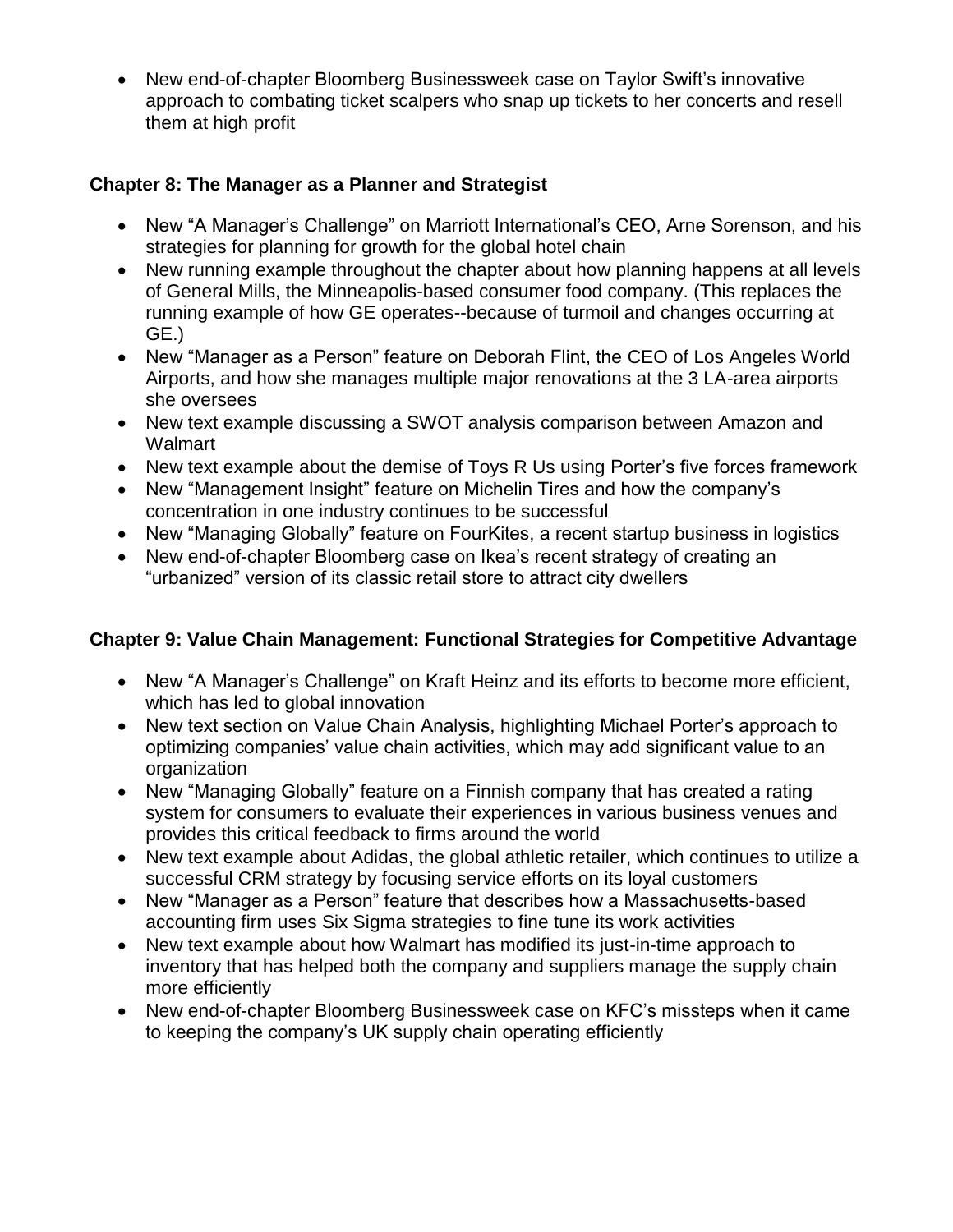- New end-of-chapter Bloomberg Businessweek case on Taylor Swift's innovative approach to combating ticket scalpers who snap up tickets to her concerts and resell them at high profit

**Chapter 8: The Manager as a Planner and Strategist**

- New "A Manager's Challenge" on Marriott International's CEO, Arne Sorenson, and his strategies for planning for growth for the global hotel chain
- New running example throughout the chapter about how planning happens at all levels of General Mills, the Minneapolis-based consumer food company. (This replaces the running example of how GE operates--because of turmoil and changes occurring at GE.)
- New "Manager as a Person" feature on Deborah Flint, the CEO of Los Angeles World Airports, and how she manages multiple major renovations at the 3 LA-area airports she oversees
- New text example discussing a SWOT analysis comparison between Amazon and Walmart
- New text example about the demise of Toys R Us using Porter's five forces framework
- New "Management Insight" feature on Michelin Tires and how the company's concentration in one industry continues to be successful
- New "Managing Globally" feature on FourKites, a recent startup business in logistics
- New end-of-chapter Bloomberg case on Ikea's recent strategy of creating an "urbanized" version of its classic retail store to attract city dwellers

**Chapter 9: Value Chain Management: Functional Strategies for Competitive Advantage**

- New "A Manager's Challenge" on Kraft Heinz and its efforts to become more efficient, which has led to global innovation
- New text section on Value Chain Analysis, highlighting Michael Porter's approach to optimizing companies' value chain activities, which may add significant value to an organization
- New "Managing Globally" feature on a Finnish company that has created a rating system for consumers to evaluate their experiences in various business venues and provides this critical feedback to firms around the world
- New text example about Adidas, the global athletic retailer, which continues to utilize a successful CRM strategy by focusing service efforts on its loyal customers
- New "Manager as a Person" feature that describes how a Massachusetts-based accounting firm uses Six Sigma strategies to fine tune its work activities
- New text example about how Walmart has modified its just-in-time approach to inventory that has helped both the company and suppliers manage the supply chain more efficiently
- New end-of-chapter Bloomberg Businessweek case on KFC's missteps when it came to keeping the company's UK supply chain operating efficiently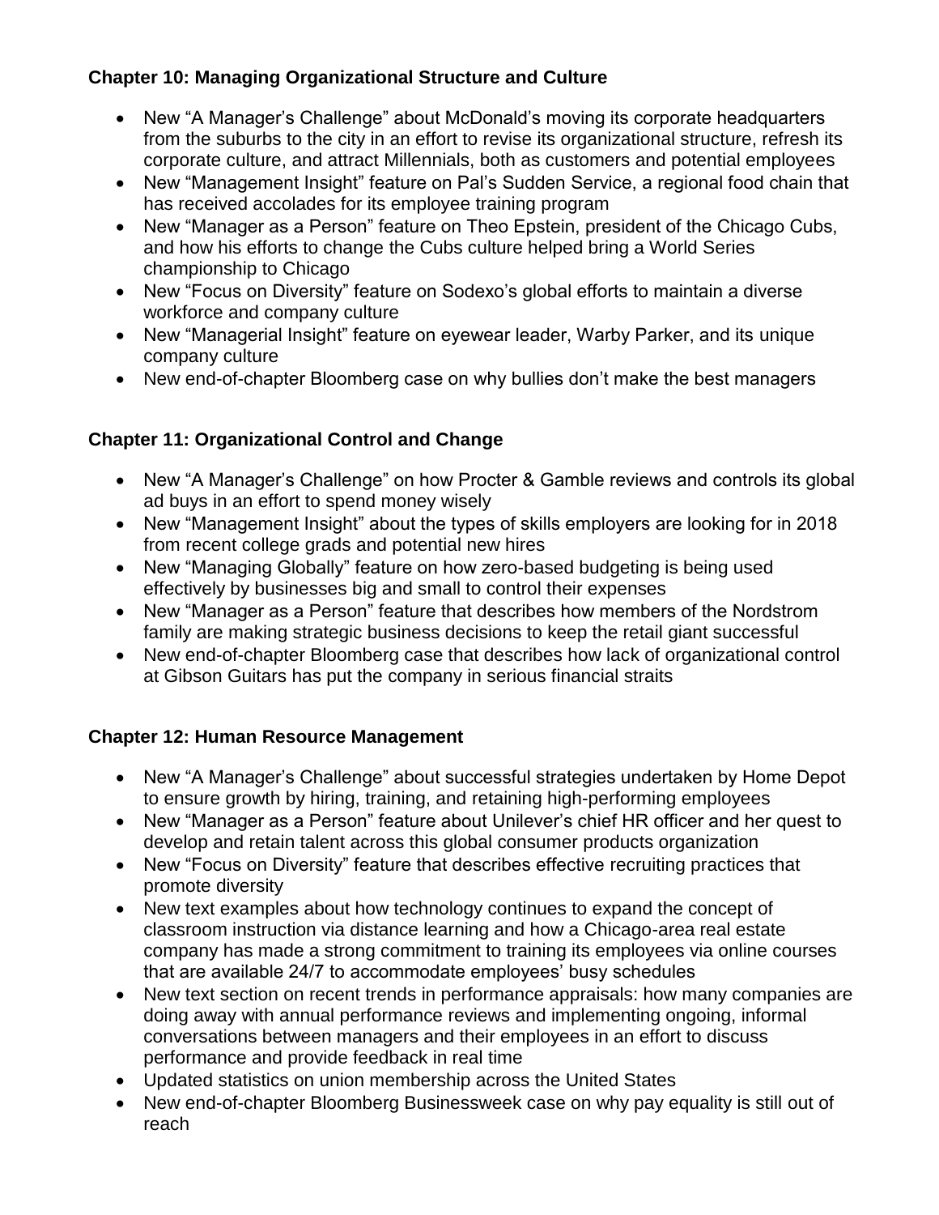**Chapter 10: Managing Organizational Structure and Culture**

- New "A Manager's Challenge" about McDonald's moving its corporate headquarters from the suburbs to the city in an effort to revise its organizational structure, refresh its corporate culture, and attract Millennials, both as customers and potential employees
- New "Management Insight" feature on Pal's Sudden Service, a regional food chain that has received accolades for its employee training program
- New "Manager as a Person" feature on Theo Epstein, president of the Chicago Cubs, and how his efforts to change the Cubs culture helped bring a World Series championship to Chicago
- New "Focus on Diversity" feature on Sodexo's global efforts to maintain a diverse workforce and company culture
- New "Managerial Insight" feature on eyewear leader, Warby Parker, and its unique company culture
- New end-of-chapter Bloomberg case on why bullies don't make the best managers

**Chapter 11: Organizational Control and Change**

- New "A Manager's Challenge" on how Procter & Gamble reviews and controls its global ad buys in an effort to spend money wisely
- New "Management Insight" about the types of skills employers are looking for in 2018 from recent college grads and potential new hires
- New "Managing Globally" feature on how zero-based budgeting is being used effectively by businesses big and small to control their expenses
- New "Manager as a Person" feature that describes how members of the Nordstrom family are making strategic business decisions to keep the retail giant successful
- New end-of-chapter Bloomberg case that describes how lack of organizational control at Gibson Guitars has put the company in serious financial straits

**Chapter 12: Human Resource Management**

- New "A Manager's Challenge" about successful strategies undertaken by Home Depot to ensure growth by hiring, training, and retaining high-performing employees
- New "Manager as a Person" feature about Unilever's chief HR officer and her quest to develop and retain talent across this global consumer products organization
- New "Focus on Diversity" feature that describes effective recruiting practices that promote diversity
- New text examples about how technology continues to expand the concept of classroom instruction via distance learning and how a Chicago-area real estate company has made a strong commitment to training its employees via online courses that are available 24/7 to accommodate employees' busy schedules
- New text section on recent trends in performance appraisals: how many companies are doing away with annual performance reviews and implementing ongoing, informal conversations between managers and their employees in an effort to discuss performance and provide feedback in real time
- Updated statistics on union membership across the United States
- New end-of-chapter Bloomberg Businessweek case on why pay equality is still out of reach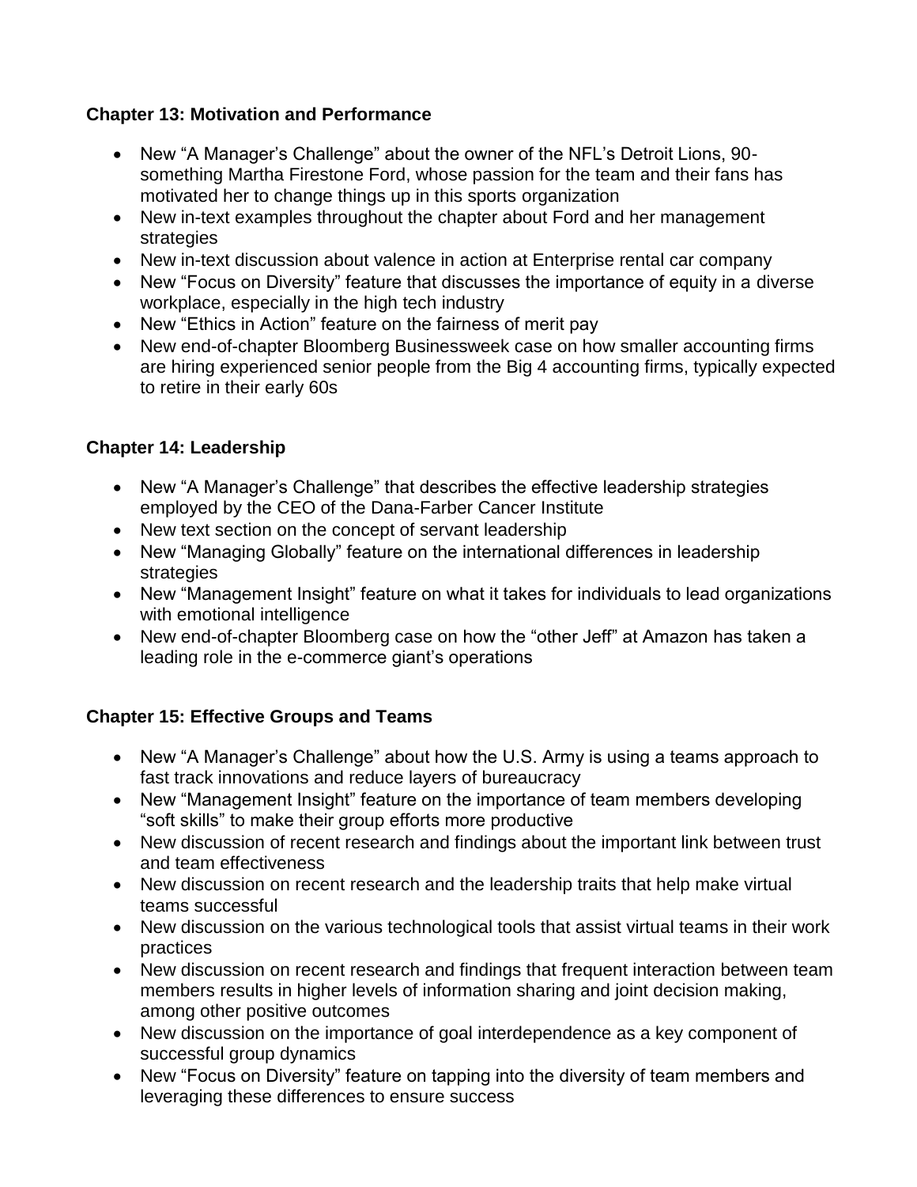### Chapter 13: Motivation and Performance

- New "A Manager's Challenge" about the owner of the NFL's Detroit Lions, 90-something Martha Firestone Ford, whose passion for the team and their fans has motivated her to change things up in this sports organization
- New in-text examples throughout the chapter about Ford and her management strategies
- New in-text discussion about valence in action at Enterprise rental car company
- New "Focus on Diversity" feature that discusses the importance of equity in a diverse workplace, especially in the high tech industry
- New "Ethics in Action" feature on the fairness of merit pay
- New end-of-chapter Bloomberg Businessweek case on how smaller accounting firms are hiring experienced senior people from the Big 4 accounting firms, typically expected to retire in their early 60s

### Chapter 14: Leadership

- New "A Manager's Challenge" that describes the effective leadership strategies employed by the CEO of the Dana-Farber Cancer Institute
- New text section on the concept of servant leadership
- New "Managing Globally" feature on the international differences in leadership strategies
- New "Management Insight" feature on what it takes for individuals to lead organizations with emotional intelligence
- New end-of-chapter Bloomberg case on how the "other Jeff" at Amazon has taken a leading role in the e-commerce giant's operations

### Chapter 15: Effective Groups and Teams

- New "A Manager's Challenge" about how the U.S. Army is using a teams approach to fast track innovations and reduce layers of bureaucracy
- New "Management Insight" feature on the importance of team members developing "soft skills" to make their group efforts more productive
- New discussion of recent research and findings about the important link between trust and team effectiveness
- New discussion on recent research and the leadership traits that help make virtual teams successful
- New discussion on the various technological tools that assist virtual teams in their work practices
- New discussion on recent research and findings that frequent interaction between team members results in higher levels of information sharing and joint decision making, among other positive outcomes
- New discussion on the importance of goal interdependence as a key component of successful group dynamics
- New "Focus on Diversity" feature on tapping into the diversity of team members and leveraging these differences to ensure success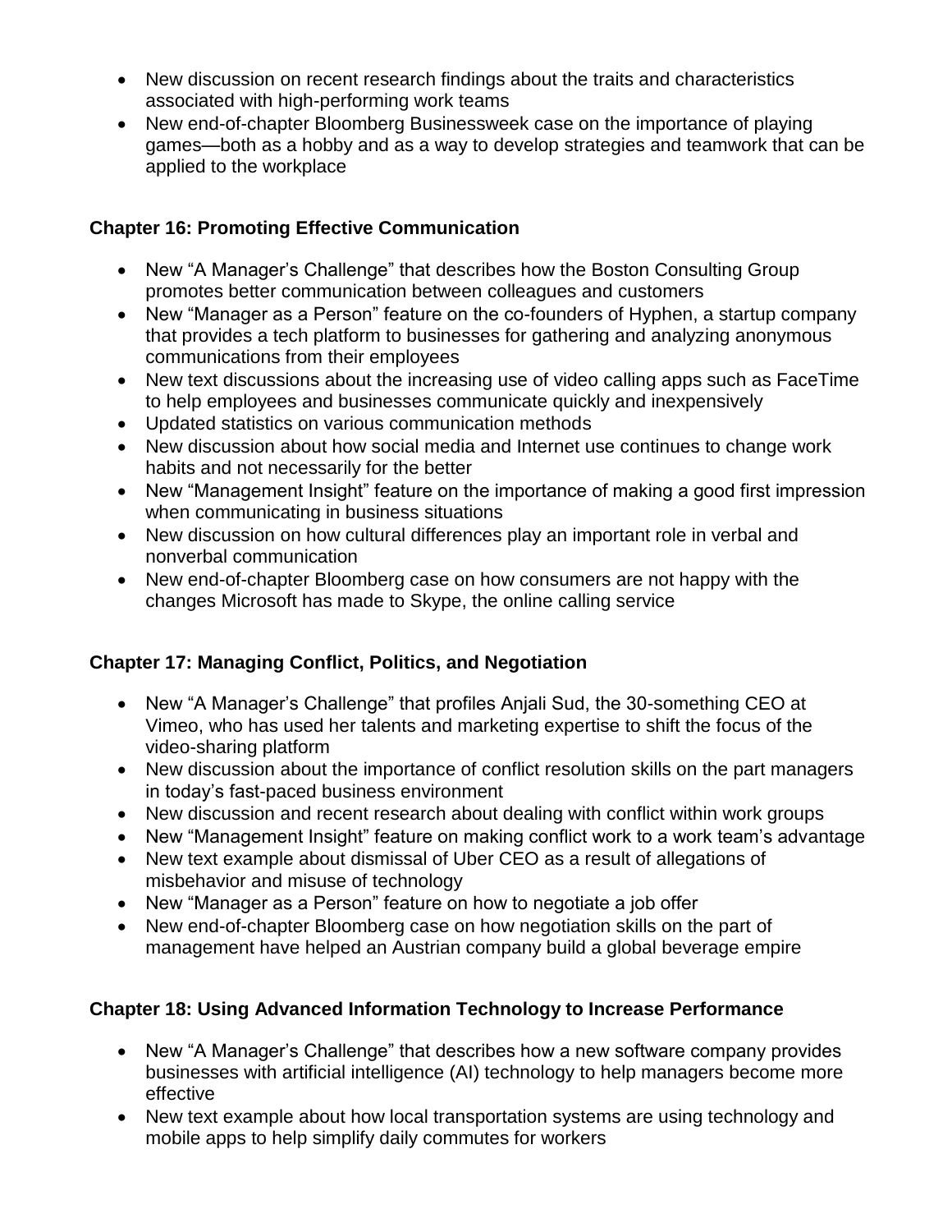- New discussion on recent research findings about the traits and characteristics associated with high-performing work teams
- New end-of-chapter Bloomberg Businessweek case on the importance of playing games—both as a hobby and as a way to develop strategies and teamwork that can be applied to the workplace

**Chapter 16: Promoting Effective Communication**

- New "A Manager's Challenge" that describes how the Boston Consulting Group promotes better communication between colleagues and customers
- New "Manager as a Person" feature on the co-founders of Hyphen, a startup company that provides a tech platform to businesses for gathering and analyzing anonymous communications from their employees
- New text discussions about the increasing use of video calling apps such as FaceTime to help employees and businesses communicate quickly and inexpensively
- Updated statistics on various communication methods
- New discussion about how social media and Internet use continues to change work habits and not necessarily for the better
- New "Management Insight" feature on the importance of making a good first impression when communicating in business situations
- New discussion on how cultural differences play an important role in verbal and nonverbal communication
- New end-of-chapter Bloomberg case on how consumers are not happy with the changes Microsoft has made to Skype, the online calling service

**Chapter 17: Managing Conflict, Politics, and Negotiation**

- New "A Manager's Challenge" that profiles Anjali Sud, the 30-something CEO at Vimeo, who has used her talents and marketing expertise to shift the focus of the video-sharing platform
- New discussion about the importance of conflict resolution skills on the part managers in today's fast-paced business environment
- New discussion and recent research about dealing with conflict within work groups
- New "Management Insight" feature on making conflict work to a work team's advantage
- New text example about dismissal of Uber CEO as a result of allegations of misbehavior and misuse of technology
- New "Manager as a Person" feature on how to negotiate a job offer
- New end-of-chapter Bloomberg case on how negotiation skills on the part of management have helped an Austrian company build a global beverage empire

**Chapter 18: Using Advanced Information Technology to Increase Performance**

- New "A Manager's Challenge" that describes how a new software company provides businesses with artificial intelligence (AI) technology to help managers become more effective
- New text example about how local transportation systems are using technology and mobile apps to help simplify daily commutes for workers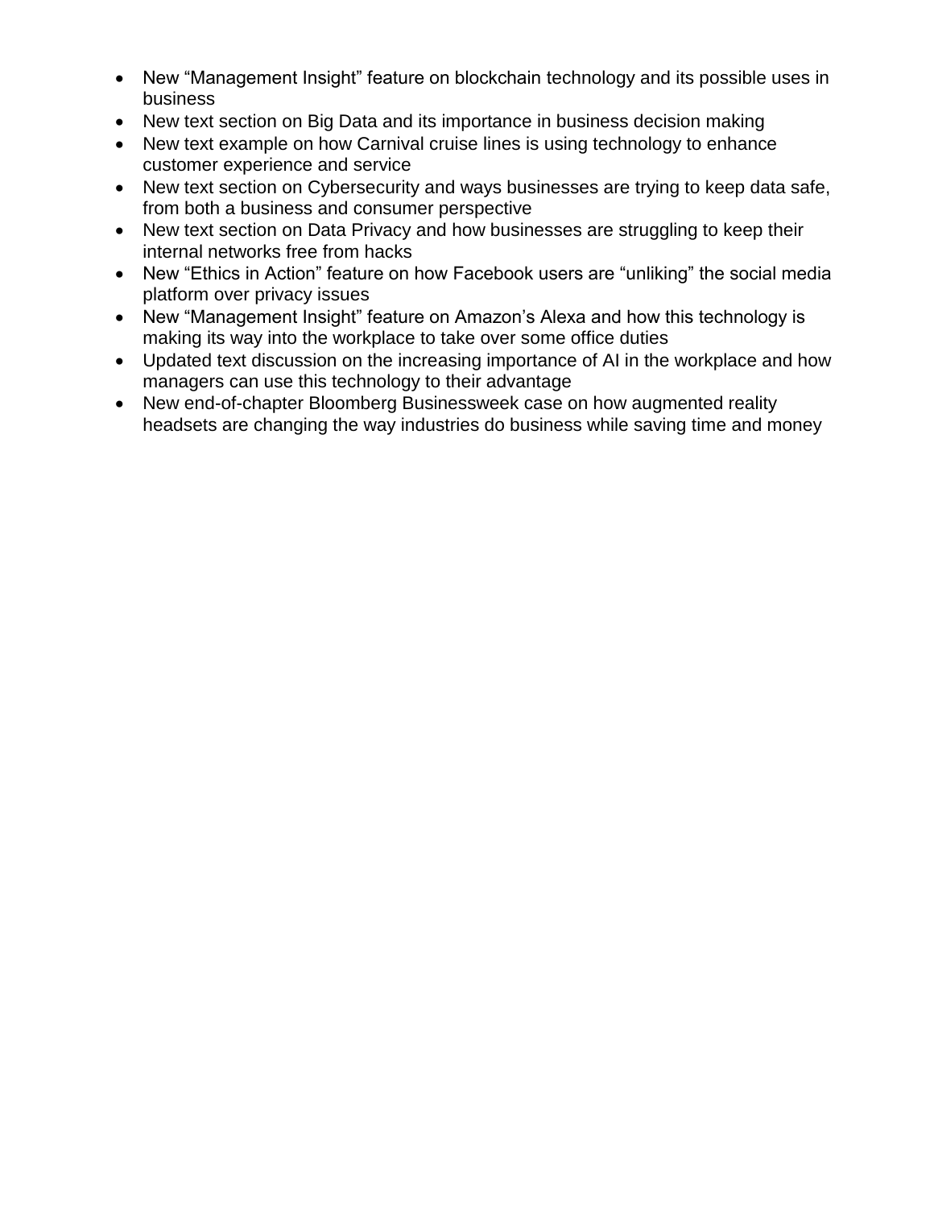- New “Management Insight” feature on blockchain technology and its possible uses in business
- New text section on Big Data and its importance in business decision making
- New text example on how Carnival cruise lines is using technology to enhance customer experience and service
- New text section on Cybersecurity and ways businesses are trying to keep data safe, from both a business and consumer perspective
- New text section on Data Privacy and how businesses are struggling to keep their internal networks free from hacks
- New “Ethics in Action” feature on how Facebook users are “unliking” the social media platform over privacy issues
- New “Management Insight” feature on Amazon’s Alexa and how this technology is making its way into the workplace to take over some office duties
- Updated text discussion on the increasing importance of AI in the workplace and how managers can use this technology to their advantage
- New end-of-chapter Bloomberg Businessweek case on how augmented reality headsets are changing the way industries do business while saving time and money